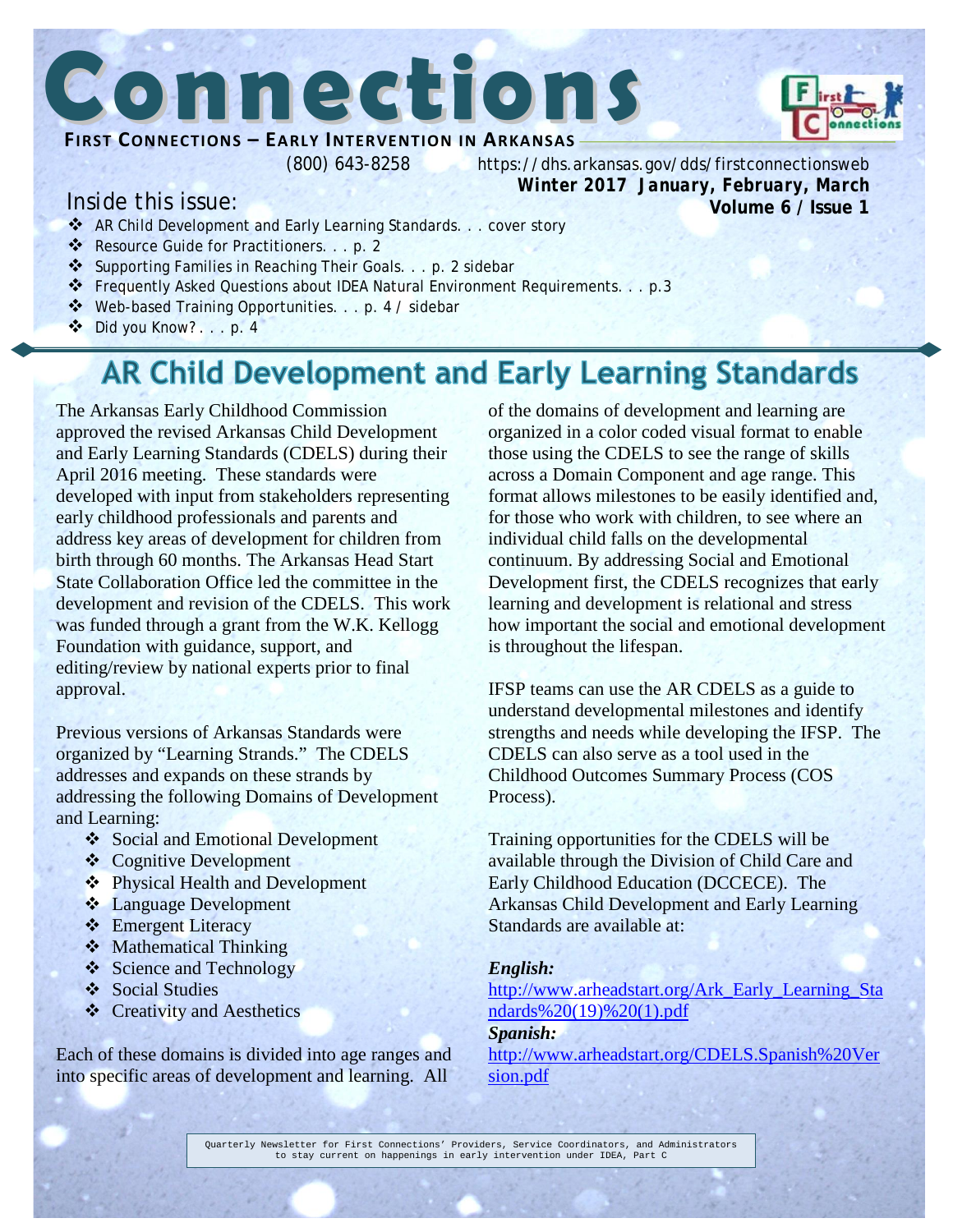# Connections

**FIRST CONNECTIONS – EARLY INTERVENTION IN ARKANSAS**

(800) 643-8258 https://dhs.arkansas.gov/dds/firstconnectionsweb

**Winter 2017 January, February, March**

**Volume 6 / Issue 1**

Inside this issue:

- AR Child Development and Early Learning Standards. . . cover story
- Resource Guide for Practitioners. . . p. 2
- Supporting Families in Reaching Their Goals. . . p. 2 sidebar
- Frequently Asked Questions about IDEA Natural Environment Requirements. . . p.3
- Web-based Training Opportunities. . . p. 4 / sidebar
- Did you Know? . . . p. 4

## AR Child Development and Early Learning Standards

The Arkansas Early Childhood Commission approved the revised Arkansas Child Development and Early Learning Standards (CDELS) during their April 2016 meeting. These standards were developed with input from stakeholders representing early childhood professionals and parents and address key areas of development for children from birth through 60 months. The Arkansas Head Start State Collaboration Office led the committee in the development and revision of the CDELS. This work was funded through a grant from the W.K. Kellogg Foundation with guidance, support, and editing/review by national experts prior to final approval.

Previous versions of Arkansas Standards were organized by "Learning Strands." The CDELS addresses and expands on these strands by addressing the following Domains of Development and Learning:

- Social and Emotional Development
- Cognitive Development
- Physical Health and Development
- Language Development
- Emergent Literacy
- Mathematical Thinking
- Science and Technology
- Social Studies
- Creativity and Aesthetics

Each of these domains is divided into age ranges and into specific areas of development and learning. All of the domains of development and learning are organized in a color coded visual format to enable those using the CDELS to see the range of skills across a Domain Component and age range. This format allows milestones to be easily identified and, for those who work with children, to see where an individual child falls on the developmental continuum. By addressing Social and Emotional Development first, the CDELS recognizes that early learning and development is relational and stress how important the social and emotional development is throughout the lifespan.

IFSP teams can use the AR CDELS as a guide to understand developmental milestones and identify strengths and needs while developing the IFSP. The CDELS can also serve as a tool used in the Childhood Outcomes Summary Process (COS Process).

Training opportunities for the CDELS will be available through the Division of Child Care and Early Childhood Education (DCCECE). The Arkansas Child Development and Early Learning Standards are available at:

***English:***
http://www.arheadstart.org/Ark_Early_Learning_Standards%20(19)%20(1).pdf

***Spanish:***
http://www.arheadstart.org/CDELS.Spanish%20Version.pdf

Quarterly Newsletter for First Connections' Providers, Service Coordinators, and Administrators to stay current on happenings in early intervention under IDEA, Part C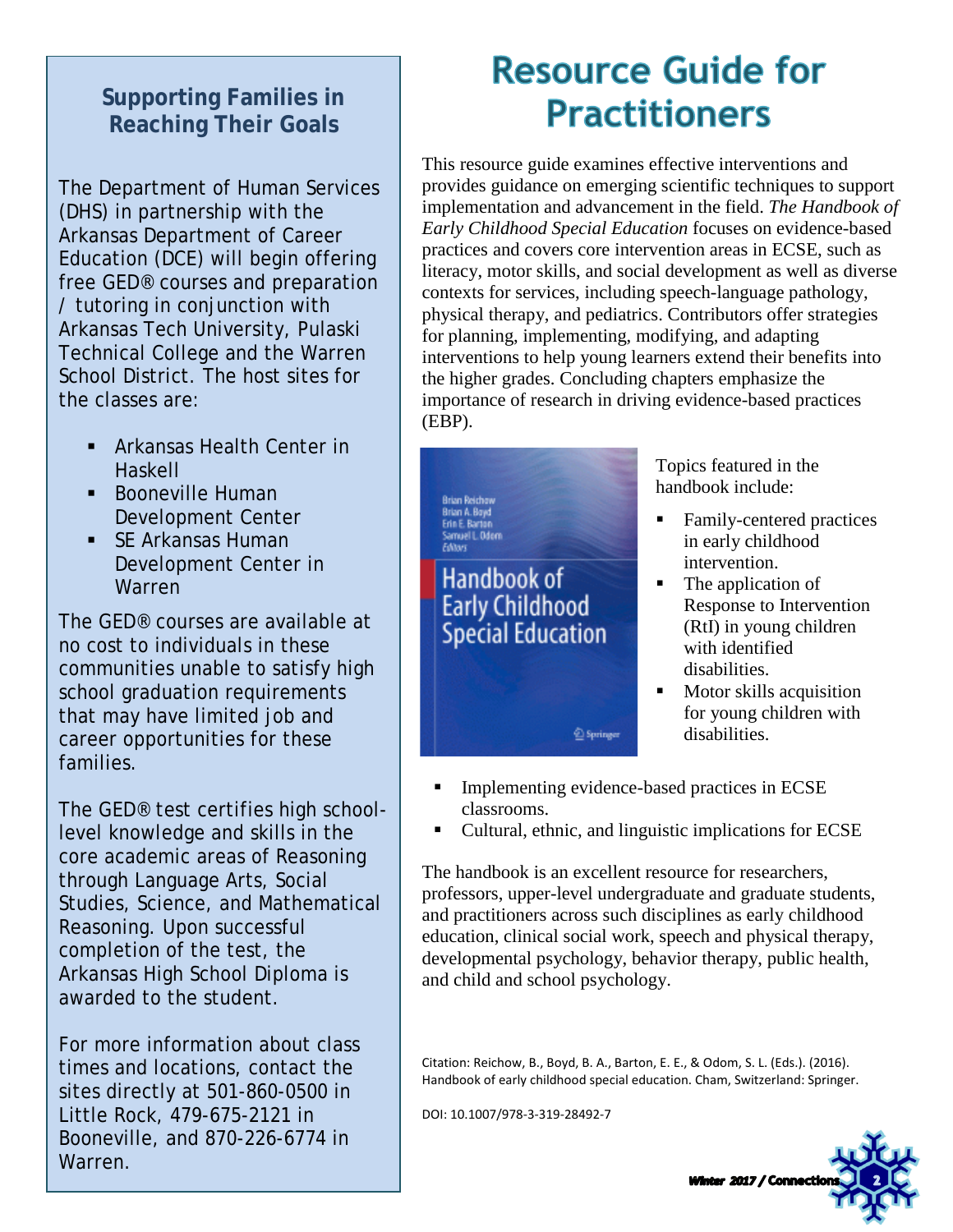## Supporting Families in Reaching Their Goals

The Department of Human Services (DHS) in partnership with the Arkansas Department of Career Education (DCE) will begin offering free GED® courses and preparation / tutoring in conjunction with Arkansas Tech University, Pulaski Technical College and the Warren School District. The host sites for the classes are:

- Arkansas Health Center in Haskell
- Booneville Human Development Center
- SE Arkansas Human Development Center in Warren

The GED® courses are available at no cost to individuals in these communities unable to satisfy high school graduation requirements that may have limited job and career opportunities for these families.

The GED® test certifies high school-level knowledge and skills in the core academic areas of Reasoning through Language Arts, Social Studies, Science, and Mathematical Reasoning. Upon successful completion of the test, the Arkansas High School Diploma is awarded to the student.

For more information about class times and locations, contact the sites directly at 501-860-0500 in Little Rock, 479-675-2121 in Booneville, and 870-226-6774 in Warren.

# Resource Guide for Practitioners

This resource guide examines effective interventions and provides guidance on emerging scientific techniques to support implementation and advancement in the field. *The Handbook of Early Childhood Special Education* focuses on evidence-based practices and covers core intervention areas in ECSE, such as literacy, motor skills, and social development as well as diverse contexts for services, including speech-language pathology, physical therapy, and pediatrics. Contributors offer strategies for planning, implementing, modifying, and adapting interventions to help young learners extend their benefits into the higher grades. Concluding chapters emphasize the importance of research in driving evidence-based practices (EBP).

Brian Reichow
Brian A. Boyd
Erin E. Barton
Samuel L. Odom
*Editors*

Handbook of Early Childhood Special Education

Springer

Topics featured in the handbook include:

- Family-centered practices in early childhood intervention.
- The application of Response to Intervention (RtI) in young children with identified disabilities.
- Motor skills acquisition for young children with disabilities.
- Implementing evidence-based practices in ECSE classrooms.
- Cultural, ethnic, and linguistic implications for ECSE

The handbook is an excellent resource for researchers, professors, upper-level undergraduate and graduate students, and practitioners across such disciplines as early childhood education, clinical social work, speech and physical therapy, developmental psychology, behavior therapy, public health, and child and school psychology.

Citation: Reichow, B., Boyd, B. A., Barton, E. E., & Odom, S. L. (Eds.). (2016). Handbook of early childhood special education. Cham, Switzerland: Springer.

DOI: 10.1007/978-3-319-28492-7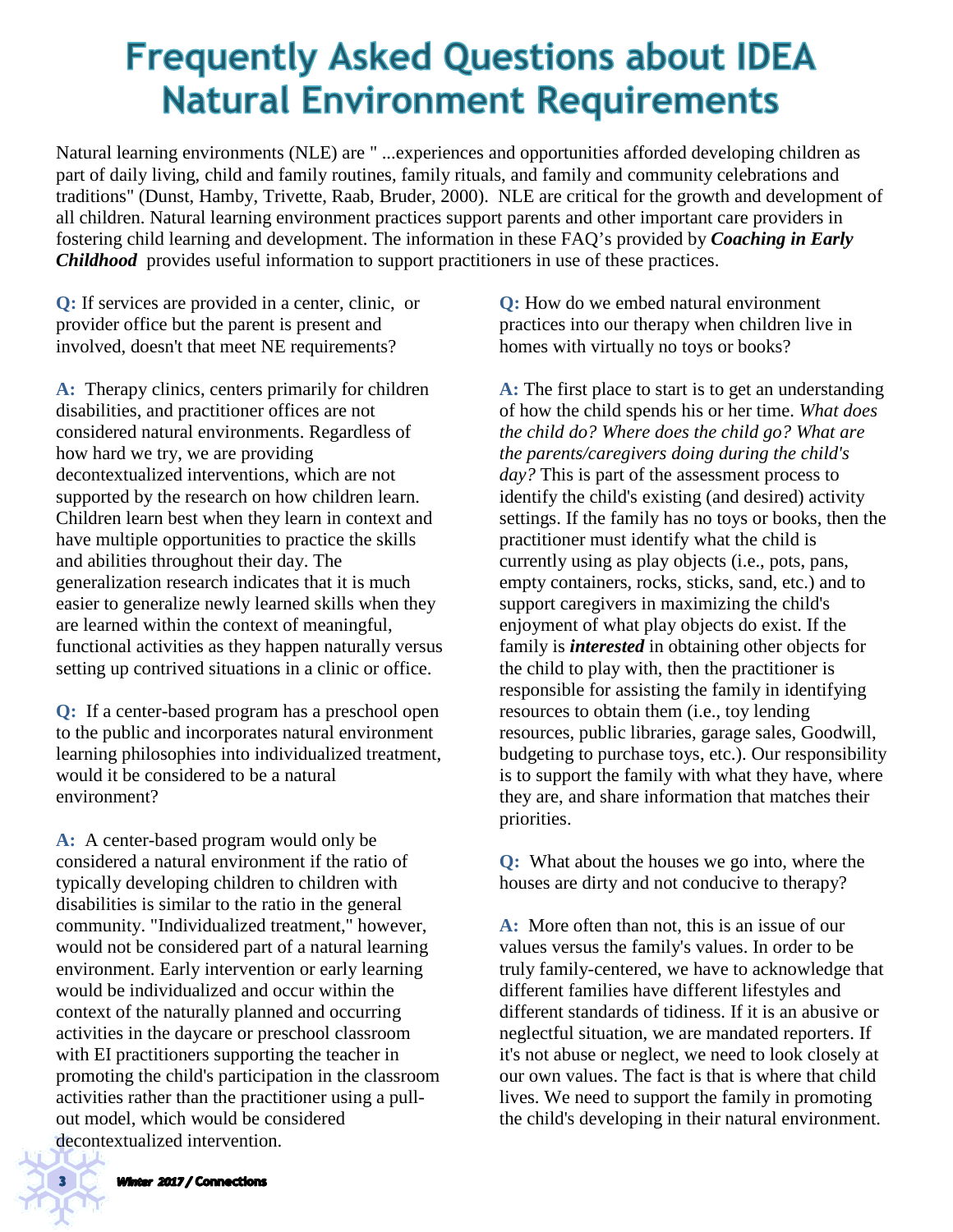# Frequently Asked Questions about IDEA Natural Environment Requirements

Natural learning environments (NLE) are " ...experiences and opportunities afforded developing children as part of daily living, child and family routines, family rituals, and family and community celebrations and traditions" (Dunst, Hamby, Trivette, Raab, Bruder, 2000). NLE are critical for the growth and development of all children. Natural learning environment practices support parents and other important care providers in fostering child learning and development. The information in these FAQ's provided by ***Coaching in Early Childhood*** provides useful information to support practitioners in use of these practices.

**Q:** If services are provided in a center, clinic, or provider office but the parent is present and involved, doesn't that meet NE requirements?

**A:** Therapy clinics, centers primarily for children disabilities, and practitioner offices are not considered natural environments. Regardless of how hard we try, we are providing decontextualized interventions, which are not supported by the research on how children learn. Children learn best when they learn in context and have multiple opportunities to practice the skills and abilities throughout their day. The generalization research indicates that it is much easier to generalize newly learned skills when they are learned within the context of meaningful, functional activities as they happen naturally versus setting up contrived situations in a clinic or office.

**Q:** If a center-based program has a preschool open to the public and incorporates natural environment learning philosophies into individualized treatment, would it be considered to be a natural environment?

**A:** A center-based program would only be considered a natural environment if the ratio of typically developing children to children with disabilities is similar to the ratio in the general community. "Individualized treatment," however, would not be considered part of a natural learning environment. Early intervention or early learning would be individualized and occur within the context of the naturally planned and occurring activities in the daycare or preschool classroom with EI practitioners supporting the teacher in promoting the child's participation in the classroom activities rather than the practitioner using a pull-out model, which would be considered decontextualized intervention.

**Q:** How do we embed natural environment practices into our therapy when children live in homes with virtually no toys or books?

**A:** The first place to start is to get an understanding of how the child spends his or her time. *What does the child do? Where does the child go? What are the parents/caregivers doing during the child's day?* This is part of the assessment process to identify the child's existing (and desired) activity settings. If the family has no toys or books, then the practitioner must identify what the child is currently using as play objects (i.e., pots, pans, empty containers, rocks, sticks, sand, etc.) and to support caregivers in maximizing the child's enjoyment of what play objects do exist. If the family is ***interested*** in obtaining other objects for the child to play with, then the practitioner is responsible for assisting the family in identifying resources to obtain them (i.e., toy lending resources, public libraries, garage sales, Goodwill, budgeting to purchase toys, etc.). Our responsibility is to support the family with what they have, where they are, and share information that matches their priorities.

**Q:** What about the houses we go into, where the houses are dirty and not conducive to therapy?

**A:** More often than not, this is an issue of our values versus the family's values. In order to be truly family-centered, we have to acknowledge that different families have different lifestyles and different standards of tidiness. If it is an abusive or neglectful situation, we are mandated reporters. If it's not abuse or neglect, we need to look closely at our own values. The fact is that is where that child lives. We need to support the family in promoting the child's developing in their natural environment.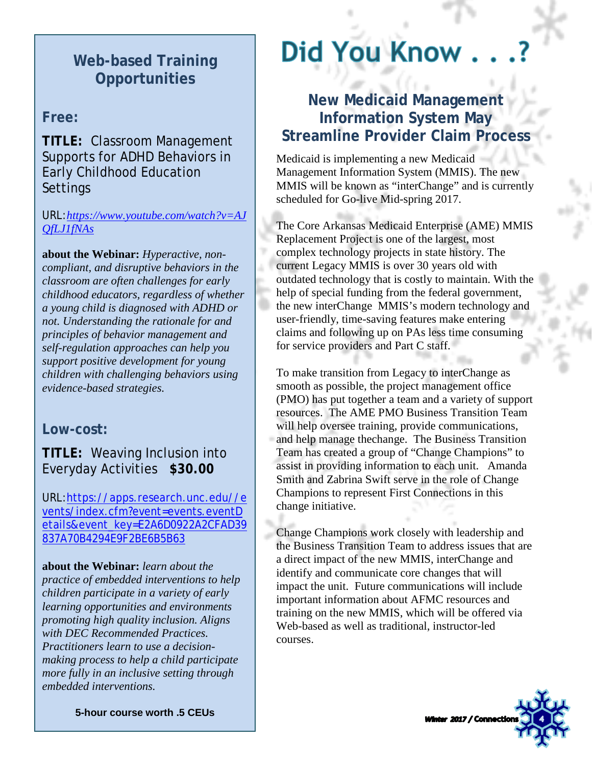## Web-based Training Opportunities

### Free:

**TITLE:** Classroom Management Supports for ADHD Behaviors in Early Childhood Education Settings

URL: *https://www.youtube.com/watch?v=AJQfLJ1fNAs*

**about the Webinar:** *Hyperactive, non-compliant, and disruptive behaviors in the classroom are often challenges for early childhood educators, regardless of whether a young child is diagnosed with ADHD or not. Understanding the rationale for and principles of behavior management and self-regulation approaches can help you support positive development for young children with challenging behaviors using evidence-based strategies.*

### Low-cost:

**TITLE:** Weaving Inclusion into Everyday Activities **$30.00**

URL: https://apps.research.unc.edu//events/index.cfm?event=events.eventDetails&event_key=E2A6D0922A2CFAD39837A70B4294E9F2BE6B5B63

**about the Webinar:** *learn about the practice of embedded interventions to help children participate in a variety of early learning opportunities and environments promoting high quality inclusion. Aligns with DEC Recommended Practices. Practitioners learn to use a decision-making process to help a child participate more fully in an inclusive setting through embedded interventions.*

**5-hour course worth .5 CEUs**

# Did You Know . . .?

## New Medicaid Management Information System May Streamline Provider Claim Process

Medicaid is implementing a new Medicaid Management Information System (MMIS). The new MMIS will be known as "interChange" and is currently scheduled for Go-live Mid-spring 2017.

The Core Arkansas Medicaid Enterprise (AME) MMIS Replacement Project is one of the largest, most complex technology projects in state history. The current Legacy MMIS is over 30 years old with outdated technology that is costly to maintain. With the help of special funding from the federal government, the new interChange MMIS's modern technology and user-friendly, time-saving features make entering claims and following up on PAs less time consuming for service providers and Part C staff.

To make transition from Legacy to interChange as smooth as possible, the project management office (PMO) has put together a team and a variety of support resources. The AME PMO Business Transition Team will help oversee training, provide communications, and help manage thechange. The Business Transition Team has created a group of "Change Champions" to assist in providing information to each unit. Amanda Smith and Zabrina Swift serve in the role of Change Champions to represent First Connections in this change initiative.

Change Champions work closely with leadership and the Business Transition Team to address issues that are a direct impact of the new MMIS, interChange and identify and communicate core changes that will impact the unit. Future communications will include important information about AFMC resources and training on the new MMIS, which will be offered via Web-based as well as traditional, instructor-led courses.